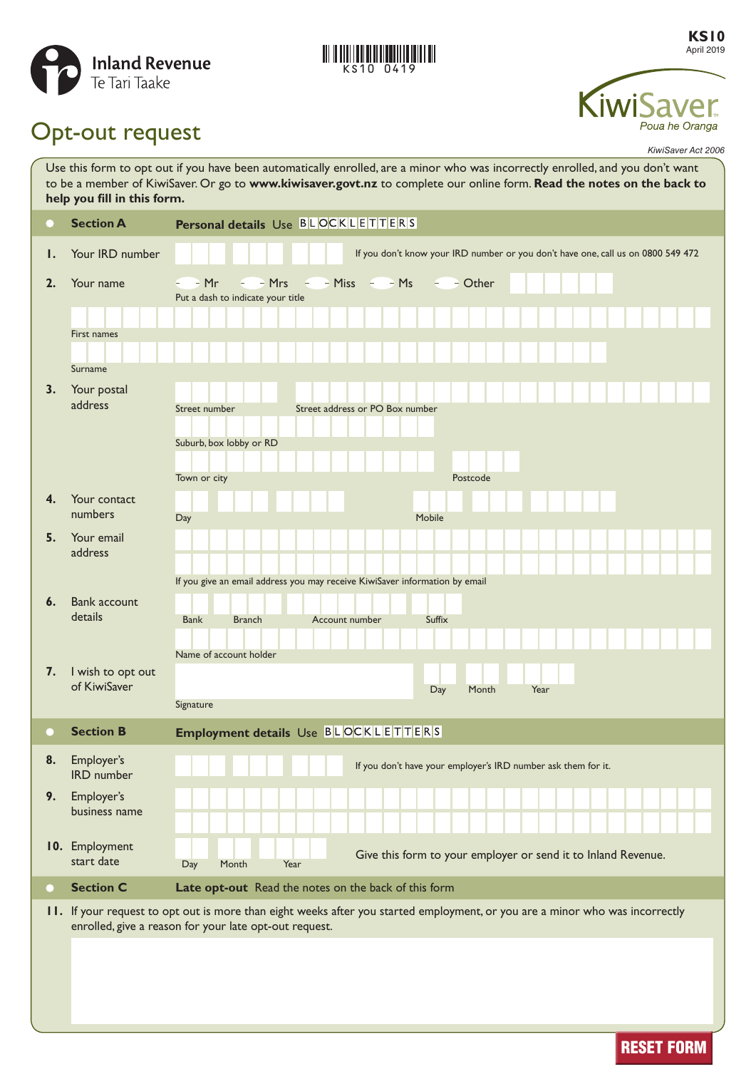Inland Revenue
Te Tari Taake

KS10 0419

**KS10**
April 2019

KiwiSaver
*Poua he Oranga*

# Opt-out request

*KiwiSaver Act 2006*

Use this form to opt out if you have been automatically enrolled, are a minor who was incorrectly enrolled, and you don't want to be a member of KiwiSaver. Or go to **www.kiwisaver.govt.nz** to complete our online form. **Read the notes on the back to help you fill in this form.**

## Section A — Personal details Use BLOCK LETTERS

**1.** Your IRD number

If you don't know your IRD number or you don't have one, call us on 0800 549 472

**2.** Your name

Mr  Mrs  Miss  Ms  Other

Put a dash to indicate your title

First names

Surname

**3.** Your postal address

Street number

Street address or PO Box number

Suburb, box lobby or RD

Town or city

Postcode

**4.** Your contact numbers

Day

Mobile

**5.** Your email address

If you give an email address you may receive KiwiSaver information by email

**6.** Bank account details

Bank  Branch  Account number  Suffix

Name of account holder

**7.** I wish to opt out of KiwiSaver

Signature

Day  Month  Year

## Section B — Employment details Use BLOCK LETTERS

**8.** Employer's IRD number

If you don't have your employer's IRD number ask them for it.

**9.** Employer's business name

**10.** Employment start date

Day  Month  Year

Give this form to your employer or send it to Inland Revenue.

## Section C — Late opt-out Read the notes on the back of this form

**11.** If your request to opt out is more than eight weeks after you started employment, or you are a minor who was incorrectly enrolled, give a reason for your late opt-out request.

RESET FORM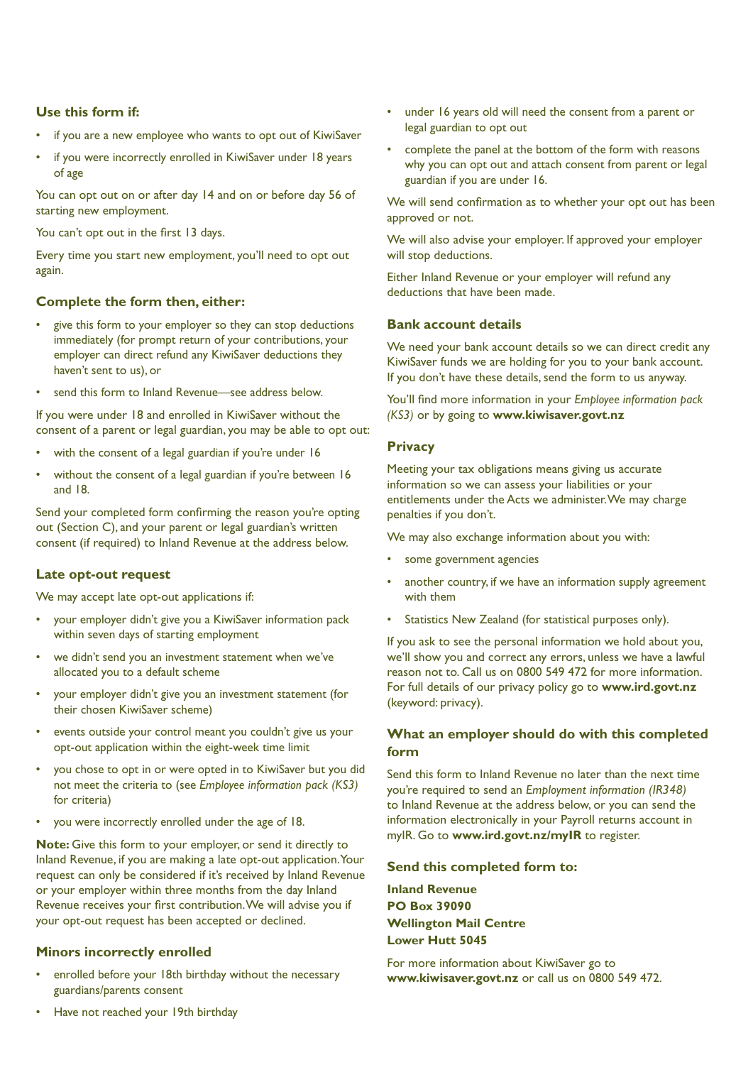### Use this form if:

- if you are a new employee who wants to opt out of KiwiSaver
- if you were incorrectly enrolled in KiwiSaver under 18 years of age

You can opt out on or after day 14 and on or before day 56 of starting new employment.

You can't opt out in the first 13 days.

Every time you start new employment, you'll need to opt out again.

### Complete the form then, either:

- give this form to your employer so they can stop deductions immediately (for prompt return of your contributions, your employer can direct refund any KiwiSaver deductions they haven't sent to us), or
- send this form to Inland Revenue—see address below.

If you were under 18 and enrolled in KiwiSaver without the consent of a parent or legal guardian, you may be able to opt out:

- with the consent of a legal guardian if you're under 16
- without the consent of a legal guardian if you're between 16 and 18.

Send your completed form confirming the reason you're opting out (Section C), and your parent or legal guardian's written consent (if required) to Inland Revenue at the address below.

### Late opt-out request

We may accept late opt-out applications if:

- your employer didn't give you a KiwiSaver information pack within seven days of starting employment
- we didn't send you an investment statement when we've allocated you to a default scheme
- your employer didn't give you an investment statement (for their chosen KiwiSaver scheme)
- events outside your control meant you couldn't give us your opt-out application within the eight-week time limit
- you chose to opt in or were opted in to KiwiSaver but you did not meet the criteria to (see *Employee information pack (KS3)* for criteria)
- you were incorrectly enrolled under the age of 18.

**Note:** Give this form to your employer, or send it directly to Inland Revenue, if you are making a late opt-out application. Your request can only be considered if it's received by Inland Revenue or your employer within three months from the day Inland Revenue receives your first contribution. We will advise you if your opt-out request has been accepted or declined.

### Minors incorrectly enrolled

- enrolled before your 18th birthday without the necessary guardians/parents consent
- Have not reached your 19th birthday
- under 16 years old will need the consent from a parent or legal guardian to opt out
- complete the panel at the bottom of the form with reasons why you can opt out and attach consent from parent or legal guardian if you are under 16.

We will send confirmation as to whether your opt out has been approved or not.

We will also advise your employer. If approved your employer will stop deductions.

Either Inland Revenue or your employer will refund any deductions that have been made.

### Bank account details

We need your bank account details so we can direct credit any KiwiSaver funds we are holding for you to your bank account. If you don't have these details, send the form to us anyway.

You'll find more information in your *Employee information pack (KS3)* or by going to **www.kiwisaver.govt.nz**

### Privacy

Meeting your tax obligations means giving us accurate information so we can assess your liabilities or your entitlements under the Acts we administer. We may charge penalties if you don't.

We may also exchange information about you with:

- some government agencies
- another country, if we have an information supply agreement with them
- Statistics New Zealand (for statistical purposes only).

If you ask to see the personal information we hold about you, we'll show you and correct any errors, unless we have a lawful reason not to. Call us on 0800 549 472 for more information. For full details of our privacy policy go to **www.ird.govt.nz** (keyword: privacy).

### What an employer should do with this completed form

Send this form to Inland Revenue no later than the next time you're required to send an *Employment information (IR348)* to Inland Revenue at the address below, or you can send the information electronically in your Payroll returns account in myIR. Go to **www.ird.govt.nz/myIR** to register.

### Send this completed form to:

**Inland Revenue**
**PO Box 39090**
**Wellington Mail Centre**
**Lower Hutt 5045**

For more information about KiwiSaver go to **www.kiwisaver.govt.nz** or call us on 0800 549 472.